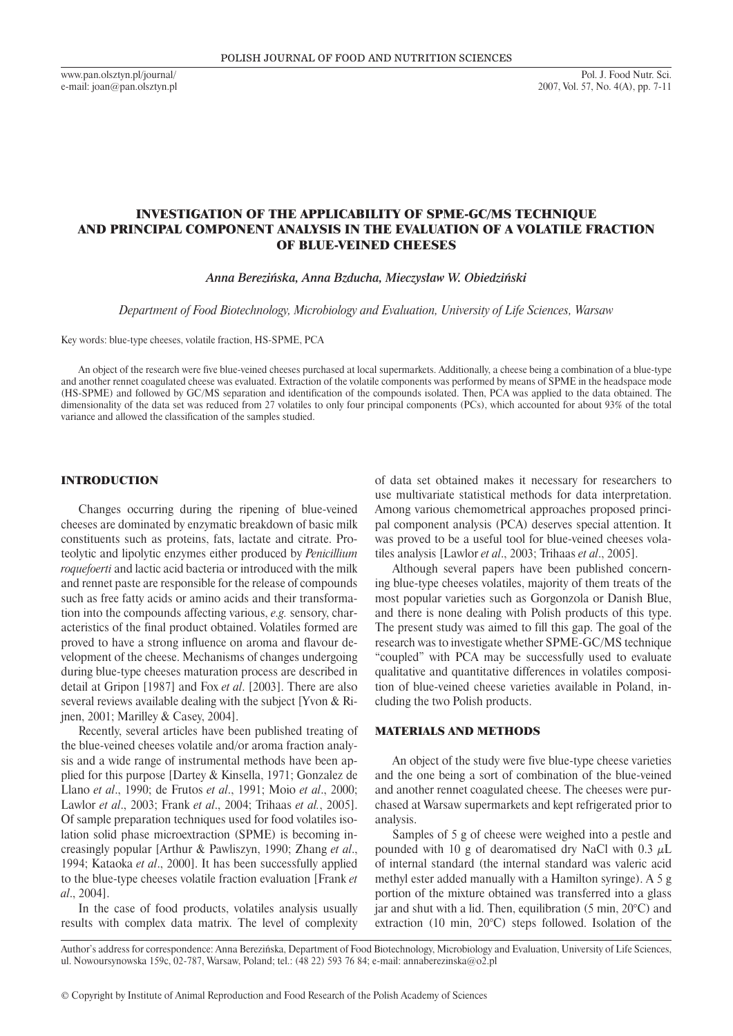# INVESTIGATION OF THE APPLICABILITY OF SPME-GC/MS TECHNIQUE AND PRINCIPAL COMPONENT ANALYSIS IN THE EVALUATION OF A VOLATILE FRACTION OF BLUE-VEINED CHEESES

***Anna Berezińska, Anna Bzducha, Mieczysław W. Obiedziński***

*Department of Food Biotechnology, Microbiology and Evaluation, University of Life Sciences, Warsaw*

Key words: blue-type cheeses, volatile fraction, HS-SPME, PCA

An object of the research were five blue-veined cheeses purchased at local supermarkets. Additionally, a cheese being a combination of a blue-type and another rennet coagulated cheese was evaluated. Extraction of the volatile components was performed by means of SPME in the headspace mode (HS-SPME) and followed by GC/MS separation and identification of the compounds isolated. Then, PCA was applied to the data obtained. The dimensionality of the data set was reduced from 27 volatiles to only four principal components (PCs), which accounted for about 93% of the total variance and allowed the classification of the samples studied.

## INTRODUCTION

Changes occurring during the ripening of blue-veined cheeses are dominated by enzymatic breakdown of basic milk constituents such as proteins, fats, lactate and citrate. Proteolytic and lipolytic enzymes either produced by *Penicillium roquefoerti* and lactic acid bacteria or introduced with the milk and rennet paste are responsible for the release of compounds such as free fatty acids or amino acids and their transformation into the compounds affecting various, *e.g.* sensory, characteristics of the final product obtained. Volatiles formed are proved to have a strong influence on aroma and flavour development of the cheese. Mechanisms of changes undergoing during blue-type cheeses maturation process are described in detail at Gripon [1987] and Fox *et al*. [2003]. There are also several reviews available dealing with the subject [Yvon & Rijnen, 2001; Marilley & Casey, 2004].

Recently, several articles have been published treating of the blue-veined cheeses volatile and/or aroma fraction analysis and a wide range of instrumental methods have been applied for this purpose [Dartey & Kinsella, 1971; Gonzalez de Llano *et al*., 1990; de Frutos *et al*., 1991; Moio *et al*., 2000; Lawlor *et al*., 2003; Frank *et al*., 2004; Trihaas *et al.*, 2005]. Of sample preparation techniques used for food volatiles isolation solid phase microextraction (SPME) is becoming increasingly popular [Arthur & Pawliszyn, 1990; Zhang *et al*., 1994; Kataoka *et al*., 2000]. It has been successfully applied to the blue-type cheeses volatile fraction evaluation [Frank *et al*., 2004].

In the case of food products, volatiles analysis usually results with complex data matrix. The level of complexity of data set obtained makes it necessary for researchers to use multivariate statistical methods for data interpretation. Among various chemometrical approaches proposed principal component analysis (PCA) deserves special attention. It was proved to be a useful tool for blue-veined cheeses volatiles analysis [Lawlor *et al*., 2003; Trihaas *et al*., 2005].

Although several papers have been published concerning blue-type cheeses volatiles, majority of them treats of the most popular varieties such as Gorgonzola or Danish Blue, and there is none dealing with Polish products of this type. The present study was aimed to fill this gap. The goal of the research was to investigate whether SPME-GC/MS technique "coupled" with PCA may be successfully used to evaluate qualitative and quantitative differences in volatiles composition of blue-veined cheese varieties available in Poland, including the two Polish products.

## MATERIALS AND METHODS

An object of the study were five blue-type cheese varieties and the one being a sort of combination of the blue-veined and another rennet coagulated cheese. The cheeses were purchased at Warsaw supermarkets and kept refrigerated prior to analysis.

Samples of 5 g of cheese were weighed into a pestle and pounded with 10 g of dearomatised dry NaCl with 0.3 $\mu$L of internal standard (the internal standard was valeric acid methyl ester added manually with a Hamilton syringe). A 5 g portion of the mixture obtained was transferred into a glass jar and shut with a lid. Then, equilibration (5 min, 20°C) and extraction (10 min, 20°C) steps followed. Isolation of the

Author's address for correspondence: Anna Berezińska, Department of Food Biotechnology, Microbiology and Evaluation, University of Life Sciences, ul. Nowoursynowska 159c, 02-787, Warsaw, Poland; tel.: (48 22) 593 76 84; e-mail: annaberezinska@o2.pl

© Copyright by Institute of Animal Reproduction and Food Research of the Polish Academy of Sciences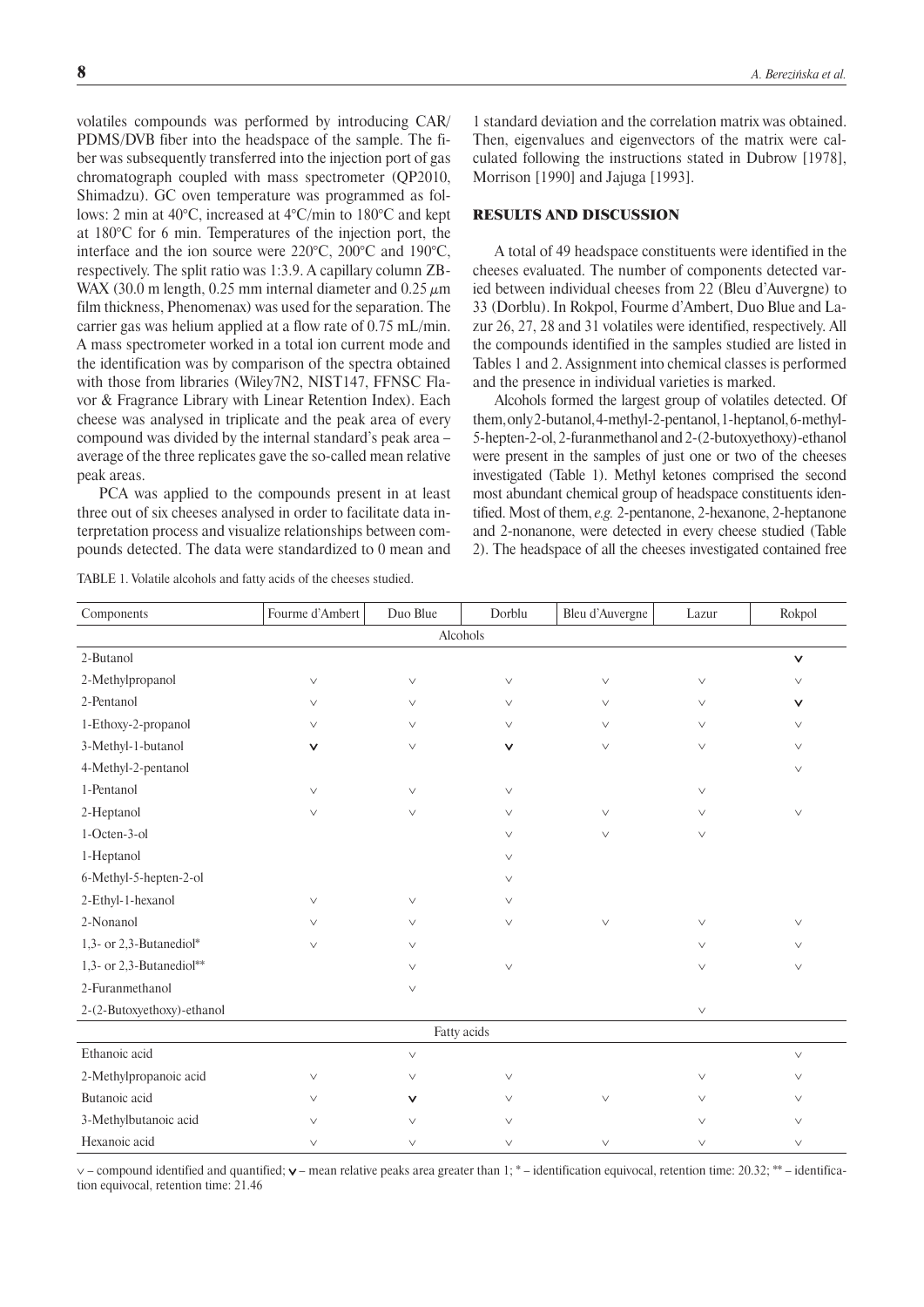volatiles compounds was performed by introducing CAR/PDMS/DVB fiber into the headspace of the sample. The fiber was subsequently transferred into the injection port of gas chromatograph coupled with mass spectrometer (QP2010, Shimadzu). GC oven temperature was programmed as follows: 2 min at 40°C, increased at 4°C/min to 180°C and kept at 180°C for 6 min. Temperatures of the injection port, the interface and the ion source were 220°C, 200°C and 190°C, respectively. The split ratio was 1:3.9. A capillary column ZB-WAX (30.0 m length, 0.25 mm internal diameter and 0.25 $\mu$m film thickness, Phenomenax) was used for the separation. The carrier gas was helium applied at a flow rate of 0.75 mL/min. A mass spectrometer worked in a total ion current mode and the identification was by comparison of the spectra obtained with those from libraries (Wiley7N2, NIST147, FFNSC Flavor & Fragrance Library with Linear Retention Index). Each cheese was analysed in triplicate and the peak area of every compound was divided by the internal standard's peak area – average of the three replicates gave the so-called mean relative peak areas.

PCA was applied to the compounds present in at least three out of six cheeses analysed in order to facilitate data interpretation process and visualize relationships between compounds detected. The data were standardized to 0 mean and 1 standard deviation and the correlation matrix was obtained. Then, eigenvalues and eigenvectors of the matrix were calculated following the instructions stated in Dubrow [1978], Morrison [1990] and Jajuga [1993].

## RESULTS AND DISCUSSION

A total of 49 headspace constituents were identified in the cheeses evaluated. The number of components detected varied between individual cheeses from 22 (Bleu d'Auvergne) to 33 (Dorblu). In Rokpol, Fourme d'Ambert, Duo Blue and Lazur 26, 27, 28 and 31 volatiles were identified, respectively. All the compounds identified in the samples studied are listed in Tables 1 and 2. Assignment into chemical classes is performed and the presence in individual varieties is marked.

Alcohols formed the largest group of volatiles detected. Of them, only 2-butanol, 4-methyl-2-pentanol, 1-heptanol, 6-methyl-5-hepten-2-ol, 2-furanmethanol and 2-(2-butoxyethoxy)-ethanol were present in the samples of just one or two of the cheeses investigated (Table 1). Methyl ketones comprised the second most abundant chemical group of headspace constituents identified. Most of them, *e.g.* 2-pentanone, 2-hexanone, 2-heptanone and 2-nonanone, were detected in every cheese studied (Table 2). The headspace of all the cheeses investigated contained free

TABLE 1. Volatile alcohols and fatty acids of the cheeses studied.

| Components | Fourme d'Ambert | Duo Blue | Dorblu | Bleu d'Auvergne | Lazur | Rokpol |
|---|---|---|---|---|---|---|
| Alcohols | | | | | | |
| 2-Butanol | | | | | | **∨** |
| 2-Methylpropanol | ∨ | ∨ | ∨ | ∨ | ∨ | ∨ |
| 2-Pentanol | ∨ | ∨ | ∨ | ∨ | ∨ | **∨** |
| 1-Ethoxy-2-propanol | ∨ | ∨ | ∨ | ∨ | ∨ | ∨ |
| 3-Methyl-1-butanol | **∨** | ∨ | **∨** | ∨ | ∨ | ∨ |
| 4-Methyl-2-pentanol | | | | | | ∨ |
| 1-Pentanol | ∨ | ∨ | ∨ | | ∨ | |
| 2-Heptanol | ∨ | ∨ | ∨ | ∨ | ∨ | ∨ |
| 1-Octen-3-ol | | | ∨ | ∨ | ∨ | |
| 1-Heptanol | | | ∨ | | | |
| 6-Methyl-5-hepten-2-ol | | | ∨ | | | |
| 2-Ethyl-1-hexanol | ∨ | ∨ | ∨ | | | |
| 2-Nonanol | ∨ | ∨ | ∨ | ∨ | ∨ | ∨ |
| 1,3- or 2,3-Butanediol* | ∨ | ∨ | | | ∨ | ∨ |
| 1,3- or 2,3-Butanediol** | | ∨ | ∨ | | ∨ | ∨ |
| 2-Furanmethanol | | ∨ | | | | |
| 2-(2-Butoxyethoxy)-ethanol | | | | | ∨ | |
| Fatty acids | | | | | | |
| Ethanoic acid | | ∨ | | | | ∨ |
| 2-Methylpropanoic acid | ∨ | ∨ | ∨ | | ∨ | ∨ |
| Butanoic acid | ∨ | **∨** | ∨ | ∨ | ∨ | ∨ |
| 3-Methylbutanoic acid | ∨ | ∨ | ∨ | | ∨ | ∨ |
| Hexanoic acid | ∨ | ∨ | ∨ | ∨ | ∨ | ∨ |

∨ – compound identified and quantified; **∨** – mean relative peaks area greater than 1; * – identification equivocal, retention time: 20.32; ** – identification equivocal, retention time: 21.46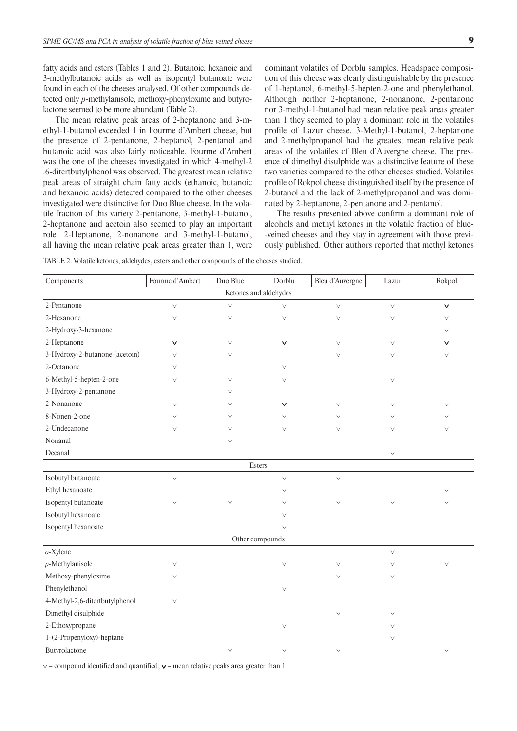fatty acids and esters (Tables 1 and 2). Butanoic, hexanoic and 3-methylbutanoic acids as well as isopentyl butanoate were found in each of the cheeses analysed. Of other compounds detected only *p*-methylanisole, methoxy-phenyloxime and butyrolactone seemed to be more abundant (Table 2).

The mean relative peak areas of 2-heptanone and 3-methyl-1-butanol exceeded 1 in Fourme d'Ambert cheese, but the presence of 2-pentanone, 2-heptanol, 2-pentanol and butanoic acid was also fairly noticeable. Fourme d'Ambert was the one of the cheeses investigated in which 4-methyl-2 .6-ditertbutylphenol was observed. The greatest mean relative peak areas of straight chain fatty acids (ethanoic, butanoic and hexanoic acids) detected compared to the other cheeses investigated were distinctive for Duo Blue cheese. In the volatile fraction of this variety 2-pentanone, 3-methyl-1-butanol, 2-heptanone and acetoin also seemed to play an important role. 2-Heptanone, 2-nonanone and 3-methyl-1-butanol, all having the mean relative peak areas greater than 1, were dominant volatiles of Dorblu samples. Headspace composition of this cheese was clearly distinguishable by the presence of 1-heptanol, 6-methyl-5-hepten-2-one and phenylethanol. Although neither 2-heptanone, 2-nonanone, 2-pentanone nor 3-methyl-1-butanol had mean relative peak areas greater than 1 they seemed to play a dominant role in the volatiles profile of Lazur cheese. 3-Methyl-1-butanol, 2-heptanone and 2-methylpropanol had the greatest mean relative peak areas of the volatiles of Bleu d'Auvergne cheese. The presence of dimethyl disulphide was a distinctive feature of these two varieties compared to the other cheeses studied. Volatiles profile of Rokpol cheese distinguished itself by the presence of 2-butanol and the lack of 2-methylpropanol and was dominated by 2-heptanone, 2-pentanone and 2-pentanol.

The results presented above confirm a dominant role of alcohols and methyl ketones in the volatile fraction of blue-veined cheeses and they stay in agreement with those previously published. Other authors reported that methyl ketones

TABLE 2. Volatile ketones, aldehydes, esters and other compounds of the cheeses studied.

| Components | Fourme d'Ambert | Duo Blue | Dorblu | Bleu d'Auvergne | Lazur | Rokpol |
|---|---|---|---|---|---|---|
| **Ketones and aldehydes** | | | | | | |
| 2-Pentanone | ∨ | ∨ | ∨ | ∨ | ∨ | **∨** |
| 2-Hexanone | ∨ | ∨ | ∨ | ∨ | ∨ | ∨ |
| 2-Hydroxy-3-hexanone | | | | | | ∨ |
| 2-Heptanone | **∨** | ∨ | **∨** | ∨ | ∨ | **∨** |
| 3-Hydroxy-2-butanone (acetoin) | ∨ | ∨ | | ∨ | ∨ | ∨ |
| 2-Octanone | ∨ | | ∨ | | | |
| 6-Methyl-5-hepten-2-one | ∨ | ∨ | ∨ | | ∨ | |
| 3-Hydroxy-2-pentanone | | ∨ | | | | |
| 2-Nonanone | ∨ | ∨ | **∨** | ∨ | ∨ | ∨ |
| 8-Nonen-2-one | ∨ | ∨ | ∨ | ∨ | ∨ | ∨ |
| 2-Undecanone | ∨ | ∨ | ∨ | ∨ | ∨ | ∨ |
| Nonanal | | ∨ | | | | |
| Decanal | | | | | ∨ | |
| **Esters** | | | | | | |
| Isobutyl butanoate | ∨ | | ∨ | ∨ | | |
| Ethyl hexanoate | | | ∨ | | | ∨ |
| Isopentyl butanoate | ∨ | ∨ | ∨ | ∨ | ∨ | ∨ |
| Isobutyl hexanoate | | | ∨ | | | |
| Isopentyl hexanoate | | | ∨ | | | |
| **Other compounds** | | | | | | |
| *o*-Xylene | | | | | ∨ | |
| *p*-Methylanisole | ∨ | | ∨ | ∨ | ∨ | ∨ |
| Methoxy-phenyloxime | ∨ | | | ∨ | ∨ | |
| Phenylethanol | | | ∨ | | | |
| 4-Methyl-2,6-ditertbutylphenol | ∨ | | | | | |
| Dimethyl disulphide | | | | ∨ | ∨ | |
| 2-Ethoxypropane | | | ∨ | | ∨ | |
| 1-(2-Propenyloxy)-heptane | | | | | ∨ | |
| Butyrolactone | | ∨ | ∨ | ∨ | | ∨ |

∨ – compound identified and quantified; **∨** – mean relative peaks area greater than 1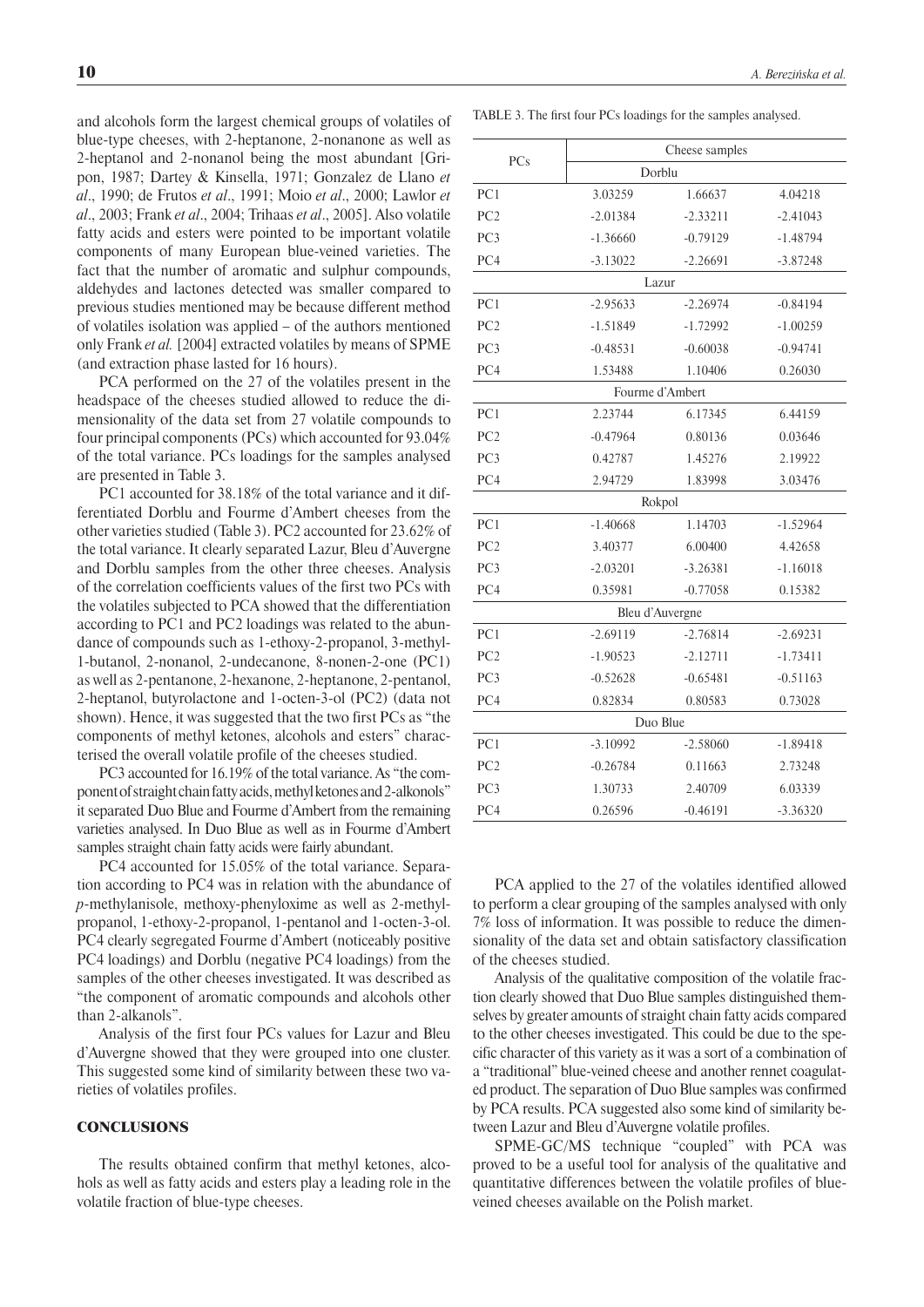and alcohols form the largest chemical groups of volatiles of blue-type cheeses, with 2-heptanone, 2-nonanone as well as 2-heptanol and 2-nonanol being the most abundant [Gripon, 1987; Dartey & Kinsella, 1971; Gonzalez de Llano *et al*., 1990; de Frutos *et al*., 1991; Moio *et al*., 2000; Lawlor *et al*., 2003; Frank *et al*., 2004; Trihaas *et al*., 2005]. Also volatile fatty acids and esters were pointed to be important volatile components of many European blue-veined varieties. The fact that the number of aromatic and sulphur compounds, aldehydes and lactones detected was smaller compared to previous studies mentioned may be because different method of volatiles isolation was applied – of the authors mentioned only Frank *et al.* [2004] extracted volatiles by means of SPME (and extraction phase lasted for 16 hours).

PCA performed on the 27 of the volatiles present in the headspace of the cheeses studied allowed to reduce the dimensionality of the data set from 27 volatile compounds to four principal components (PCs) which accounted for 93.04% of the total variance. PCs loadings for the samples analysed are presented in Table 3.

PC1 accounted for 38.18% of the total variance and it differentiated Dorblu and Fourme d'Ambert cheeses from the other varieties studied (Table 3). PC2 accounted for 23.62% of the total variance. It clearly separated Lazur, Bleu d'Auvergne and Dorblu samples from the other three cheeses. Analysis of the correlation coefficients values of the first two PCs with the volatiles subjected to PCA showed that the differentiation according to PC1 and PC2 loadings was related to the abundance of compounds such as 1-ethoxy-2-propanol, 3-methyl-1-butanol, 2-nonanol, 2-undecanone, 8-nonen-2-one (PC1) as well as 2-pentanone, 2-hexanone, 2-heptanone, 2-pentanol, 2-heptanol, butyrolactone and 1-octen-3-ol (PC2) (data not shown). Hence, it was suggested that the two first PCs as "the components of methyl ketones, alcohols and esters" characterised the overall volatile profile of the cheeses studied.

PC3 accounted for 16.19% of the total variance. As "the component of straight chain fatty acids, methyl ketones and 2-alkonols" it separated Duo Blue and Fourme d'Ambert from the remaining varieties analysed. In Duo Blue as well as in Fourme d'Ambert samples straight chain fatty acids were fairly abundant.

PC4 accounted for 15.05% of the total variance. Separation according to PC4 was in relation with the abundance of *p*-methylanisole, methoxy-phenyloxime as well as 2-methylpropanol, 1-ethoxy-2-propanol, 1-pentanol and 1-octen-3-ol. PC4 clearly segregated Fourme d'Ambert (noticeably positive PC4 loadings) and Dorblu (negative PC4 loadings) from the samples of the other cheeses investigated. It was described as "the component of aromatic compounds and alcohols other than 2-alkanols".

Analysis of the first four PCs values for Lazur and Bleu d'Auvergne showed that they were grouped into one cluster. This suggested some kind of similarity between these two varieties of volatiles profiles.

## CONCLUSIONS

The results obtained confirm that methyl ketones, alcohols as well as fatty acids and esters play a leading role in the volatile fraction of blue-type cheeses.

TABLE 3. The first four PCs loadings for the samples analysed.

| PCs | Cheese samples | | |
|---|---|---|---|
| | Dorblu | | |
| PC1 | 3.03259 | 1.66637 | 4.04218 |
| PC2 | -2.01384 | -2.33211 | -2.41043 |
| PC3 | -1.36660 | -0.79129 | -1.48794 |
| PC4 | -3.13022 | -2.26691 | -3.87248 |
| | Lazur | | |
| PC1 | -2.95633 | -2.26974 | -0.84194 |
| PC2 | -1.51849 | -1.72992 | -1.00259 |
| PC3 | -0.48531 | -0.60038 | -0.94741 |
| PC4 | 1.53488 | 1.10406 | 0.26030 |
| | Fourme d'Ambert | | |
| PC1 | 2.23744 | 6.17345 | 6.44159 |
| PC2 | -0.47964 | 0.80136 | 0.03646 |
| PC3 | 0.42787 | 1.45276 | 2.19922 |
| PC4 | 2.94729 | 1.83998 | 3.03476 |
| | Rokpol | | |
| PC1 | -1.40668 | 1.14703 | -1.52964 |
| PC2 | 3.40377 | 6.00400 | 4.42658 |
| PC3 | -2.03201 | -3.26381 | -1.16018 |
| PC4 | 0.35981 | -0.77058 | 0.15382 |
| | Bleu d'Auvergne | | |
| PC1 | -2.69119 | -2.76814 | -2.69231 |
| PC2 | -1.90523 | -2.12711 | -1.73411 |
| PC3 | -0.52628 | -0.65481 | -0.51163 |
| PC4 | 0.82834 | 0.80583 | 0.73028 |
| | Duo Blue | | |
| PC1 | -3.10992 | -2.58060 | -1.89418 |
| PC2 | -0.26784 | 0.11663 | 2.73248 |
| PC3 | 1.30733 | 2.40709 | 6.03339 |
| PC4 | 0.26596 | -0.46191 | -3.36320 |

PCA applied to the 27 of the volatiles identified allowed to perform a clear grouping of the samples analysed with only 7% loss of information. It was possible to reduce the dimensionality of the data set and obtain satisfactory classification of the cheeses studied.

Analysis of the qualitative composition of the volatile fraction clearly showed that Duo Blue samples distinguished themselves by greater amounts of straight chain fatty acids compared to the other cheeses investigated. This could be due to the specific character of this variety as it was a sort of a combination of a "traditional" blue-veined cheese and another rennet coagulated product. The separation of Duo Blue samples was confirmed by PCA results. PCA suggested also some kind of similarity between Lazur and Bleu d'Auvergne volatile profiles.

SPME-GC/MS technique "coupled" with PCA was proved to be a useful tool for analysis of the qualitative and quantitative differences between the volatile profiles of blue-veined cheeses available on the Polish market.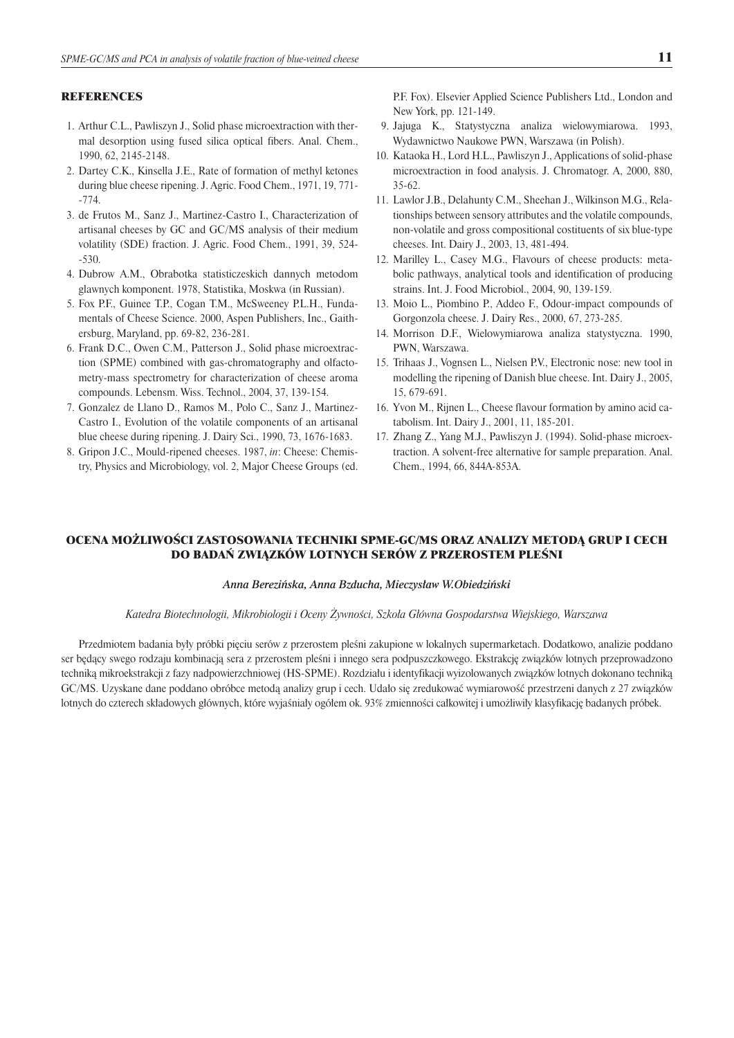## REFERENCES

1. Arthur C.L., Pawliszyn J., Solid phase microextraction with thermal desorption using fused silica optical fibers. Anal. Chem., 1990, 62, 2145-2148.
2. Dartey C.K., Kinsella J.E., Rate of formation of methyl ketones during blue cheese ripening. J. Agric. Food Chem., 1971, 19, 771-774.
3. de Frutos M., Sanz J., Martinez-Castro I., Characterization of artisanal cheeses by GC and GC/MS analysis of their medium volatility (SDE) fraction. J. Agric. Food Chem., 1991, 39, 524-530.
4. Dubrow A.M., Obrabotka statisticzeskich dannych metodom glawnych komponent. 1978, Statistika, Moskwa (in Russian).
5. Fox P.F., Guinee T.P., Cogan T.M., McSweeney P.L.H., Fundamentals of Cheese Science. 2000, Aspen Publishers, Inc., Gaithersburg, Maryland, pp. 69-82, 236-281.
6. Frank D.C., Owen C.M., Patterson J., Solid phase microextraction (SPME) combined with gas-chromatography and olfactometry-mass spectrometry for characterization of cheese aroma compounds. Lebensm. Wiss. Technol., 2004, 37, 139-154.
7. Gonzalez de Llano D., Ramos M., Polo C., Sanz J., Martinez-Castro I., Evolution of the volatile components of an artisanal blue cheese during ripening. J. Dairy Sci., 1990, 73, 1676-1683.
8. Gripon J.C., Mould-ripened cheeses. 1987, *in*: Cheese: Chemistry, Physics and Microbiology, vol. 2, Major Cheese Groups (ed. P.F. Fox). Elsevier Applied Science Publishers Ltd., London and New York, pp. 121-149.
9. Jajuga K., Statystyczna analiza wielowymiarowa. 1993, Wydawnictwo Naukowe PWN, Warszawa (in Polish).
10. Kataoka H., Lord H.L., Pawliszyn J., Applications of solid-phase microextraction in food analysis. J. Chromatogr. A, 2000, 880, 35-62.
11. Lawlor J.B., Delahunty C.M., Sheehan J., Wilkinson M.G., Relationships between sensory attributes and the volatile compounds, non-volatile and gross compositional costituents of six blue-type cheeses. Int. Dairy J., 2003, 13, 481-494.
12. Marilley L., Casey M.G., Flavours of cheese products: metabolic pathways, analytical tools and identification of producing strains. Int. J. Food Microbiol., 2004, 90, 139-159.
13. Moio L., Piombino P., Addeo F., Odour-impact compounds of Gorgonzola cheese. J. Dairy Res., 2000, 67, 273-285.
14. Morrison D.F., Wielowymiarowa analiza statystyczna. 1990, PWN, Warszawa.
15. Trihaas J., Vognsen L., Nielsen P.V., Electronic nose: new tool in modelling the ripening of Danish blue cheese. Int. Dairy J., 2005, 15, 679-691.
16. Yvon M., Rijnen L., Cheese flavour formation by amino acid catabolism. Int. Dairy J., 2001, 11, 185-201.
17. Zhang Z., Yang M.J., Pawliszyn J. (1994). Solid-phase microextraction. A solvent-free alternative for sample preparation. Anal. Chem., 1994, 66, 844A-853A.

## OCENA MOŻLIWOŚCI ZASTOSOWANIA TECHNIKI SPME-GC/MS ORAZ ANALIZY METODĄ GRUP I CECH DO BADAŃ ZWIĄZKÓW LOTNYCH SERÓW Z PRZEROSTEM PLEŚNI

***Anna Berezińska, Anna Bzducha, Mieczysław W.Obiedziński***

*Katedra Biotechnologii, Mikrobiologii i Oceny Żywności, Szkoła Główna Gospodarstwa Wiejskiego, Warszawa*

Przedmiotem badania były próbki pięciu serów z przerostem pleśni zakupione w lokalnych supermarketach. Dodatkowo, analizie poddano ser będący swego rodzaju kombinacją sera z przerostem pleśni i innego sera podpuszczkowego. Ekstrakcję związków lotnych przeprowadzono techniką mikroekstrakcji z fazy nadpowierzchniowej (HS-SPME). Rozdziału i identyfikacji wyizolowanych związków lotnych dokonano techniką GC/MS. Uzyskane dane poddano obróbce metodą analizy grup i cech. Udało się zredukować wymiarowość przestrzeni danych z 27 związków lotnych do czterech składowych głównych, które wyjaśniały ogółem ok. 93% zmienności całkowitej i umożliwiły klasyfikację badanych próbek.